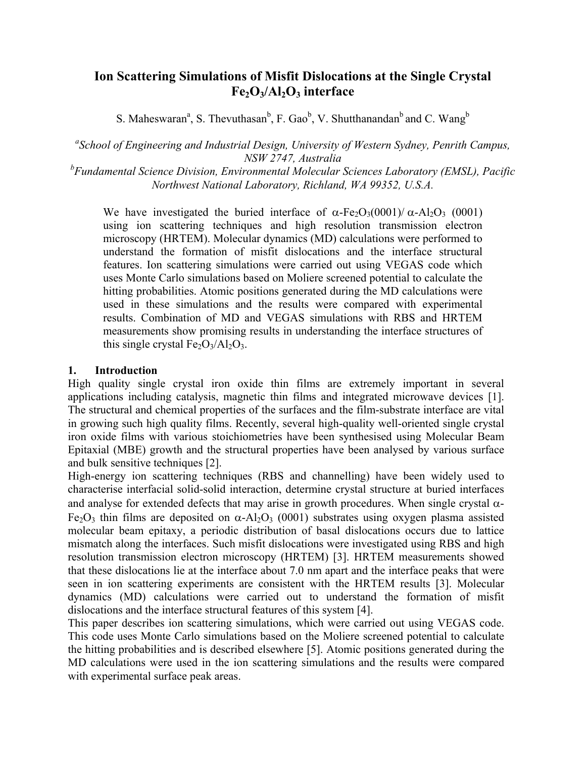# Ion Scattering Simulations of Misfit Dislocations at the Single Crystal $Fe_2O_3/Al_2O_3$ interface

S. Maheswaran[a], S. Thevuthasan[b], F. Gao[b], V. Shutthanandan[b] and C. Wang[b]

[a] *School of Engineering and Industrial Design, University of Western Sydney, Penrith Campus, NSW 2747, Australia*

[b] *Fundamental Science Division, Environmental Molecular Sciences Laboratory (EMSL), Pacific Northwest National Laboratory, Richland, WA 99352, U.S.A.*

We have investigated the buried interface of $\alpha$-$Fe_2O_3$(0001)/ $\alpha$-$Al_2O_3$ (0001) using ion scattering techniques and high resolution transmission electron microscopy (HRTEM). Molecular dynamics (MD) calculations were performed to understand the formation of misfit dislocations and the interface structural features. Ion scattering simulations were carried out using VEGAS code which uses Monte Carlo simulations based on Moliere screened potential to calculate the hitting probabilities. Atomic positions generated during the MD calculations were used in these simulations and the results were compared with experimental results. Combination of MD and VEGAS simulations with RBS and HRTEM measurements show promising results in understanding the interface structures of this single crystal $Fe_2O_3/Al_2O_3$.

## 1. Introduction

High quality single crystal iron oxide thin films are extremely important in several applications including catalysis, magnetic thin films and integrated microwave devices [1]. The structural and chemical properties of the surfaces and the film-substrate interface are vital in growing such high quality films. Recently, several high-quality well-oriented single crystal iron oxide films with various stoichiometries have been synthesised using Molecular Beam Epitaxial (MBE) growth and the structural properties have been analysed by various surface and bulk sensitive techniques [2].

High-energy ion scattering techniques (RBS and channelling) have been widely used to characterise interfacial solid-solid interaction, determine crystal structure at buried interfaces and analyse for extended defects that may arise in growth procedures. When single crystal $\alpha$-$Fe_2O_3$ thin films are deposited on $\alpha$-$Al_2O_3$ (0001) substrates using oxygen plasma assisted molecular beam epitaxy, a periodic distribution of basal dislocations occurs due to lattice mismatch along the interfaces. Such misfit dislocations were investigated using RBS and high resolution transmission electron microscopy (HRTEM) [3]. HRTEM measurements showed that these dislocations lie at the interface about 7.0 nm apart and the interface peaks that were seen in ion scattering experiments are consistent with the HRTEM results [3]. Molecular dynamics (MD) calculations were carried out to understand the formation of misfit dislocations and the interface structural features of this system [4].

This paper describes ion scattering simulations, which were carried out using VEGAS code. This code uses Monte Carlo simulations based on the Moliere screened potential to calculate the hitting probabilities and is described elsewhere [5]. Atomic positions generated during the MD calculations were used in the ion scattering simulations and the results were compared with experimental surface peak areas.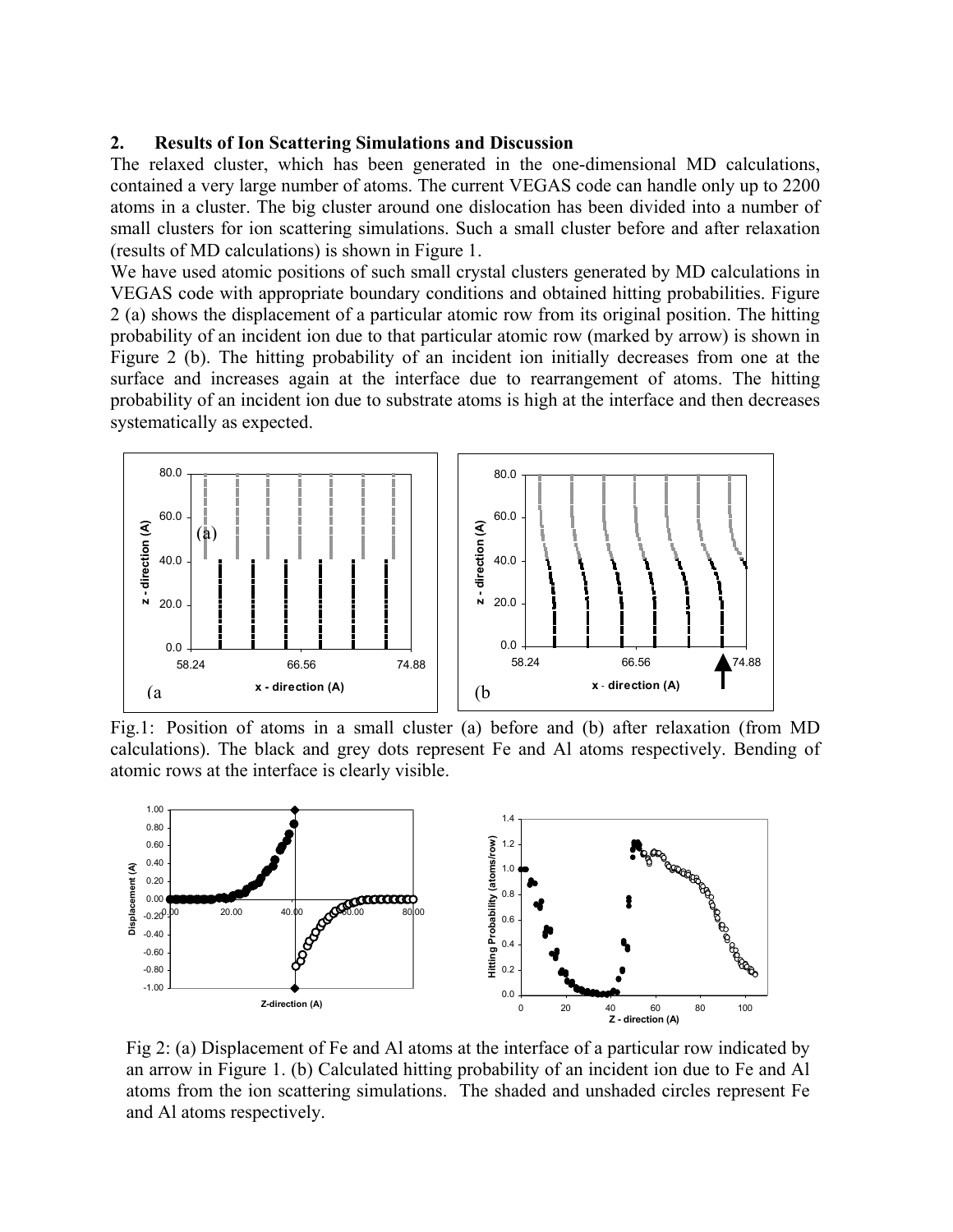## 2. Results of Ion Scattering Simulations and Discussion

The relaxed cluster, which has been generated in the one-dimensional MD calculations, contained a very large number of atoms. The current VEGAS code can handle only up to 2200 atoms in a cluster. The big cluster around one dislocation has been divided into a number of small clusters for ion scattering simulations. Such a small cluster before and after relaxation (results of MD calculations) is shown in Figure 1.

We have used atomic positions of such small crystal clusters generated by MD calculations in VEGAS code with appropriate boundary conditions and obtained hitting probabilities. Figure 2 (a) shows the displacement of a particular atomic row from its original position. The hitting probability of an incident ion due to that particular atomic row (marked by arrow) is shown in Figure 2 (b). The hitting probability of an incident ion initially decreases from one at the surface and increases again at the interface due to rearrangement of atoms. The hitting probability of an incident ion due to substrate atoms is high at the interface and then decreases systematically as expected.

Fig.1: Position of atoms in a small cluster (a) before and (b) after relaxation (from MD calculations). The black and grey dots represent Fe and Al atoms respectively. Bending of atomic rows at the interface is clearly visible.

Fig 2: (a) Displacement of Fe and Al atoms at the interface of a particular row indicated by an arrow in Figure 1. (b) Calculated hitting probability of an incident ion due to Fe and Al atoms from the ion scattering simulations. The shaded and unshaded circles represent Fe and Al atoms respectively.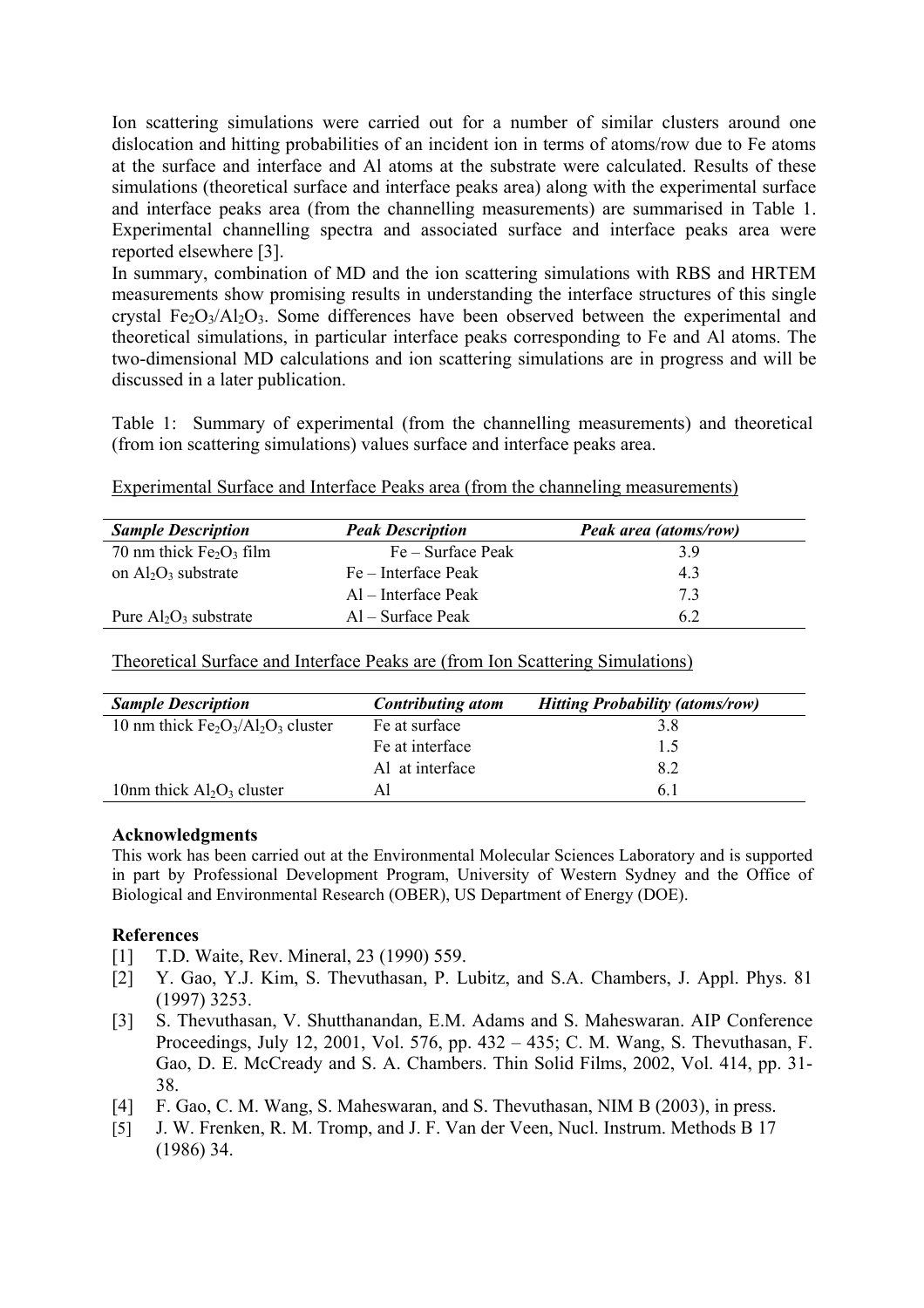Ion scattering simulations were carried out for a number of similar clusters around one dislocation and hitting probabilities of an incident ion in terms of atoms/row due to Fe atoms at the surface and interface and Al atoms at the substrate were calculated. Results of these simulations (theoretical surface and interface peaks area) along with the experimental surface and interface peaks area (from the channelling measurements) are summarised in Table 1. Experimental channelling spectra and associated surface and interface peaks area were reported elsewhere [3].

In summary, combination of MD and the ion scattering simulations with RBS and HRTEM measurements show promising results in understanding the interface structures of this single crystal $Fe_2O_3/Al_2O_3$. Some differences have been observed between the experimental and theoretical simulations, in particular interface peaks corresponding to Fe and Al atoms. The two-dimensional MD calculations and ion scattering simulations are in progress and will be discussed in a later publication.

Table 1: Summary of experimental (from the channelling measurements) and theoretical (from ion scattering simulations) values surface and interface peaks area.

Experimental Surface and Interface Peaks area (from the channeling measurements)

| *Sample Description* | *Peak Description* | *Peak area (atoms/row)* |
|---|---|---|
| 70 nm thick $Fe_2O_3$ film | Fe – Surface Peak | 3.9 |
| on $Al_2O_3$ substrate | Fe – Interface Peak | 4.3 |
| | Al – Interface Peak | 7.3 |
| Pure $Al_2O_3$ substrate | Al – Surface Peak | 6.2 |

Theoretical Surface and Interface Peaks are (from Ion Scattering Simulations)

| *Sample Description* | *Contributing atom* | *Hitting Probability (atoms/row)* |
|---|---|---|
| 10 nm thick $Fe_2O_3/Al_2O_3$ cluster | Fe at surface | 3.8 |
| | Fe at interface | 1.5 |
| | Al at interface | 8.2 |
| 10nm thick $Al_2O_3$ cluster | Al | 6.1 |

## Acknowledgments

This work has been carried out at the Environmental Molecular Sciences Laboratory and is supported in part by Professional Development Program, University of Western Sydney and the Office of Biological and Environmental Research (OBER), US Department of Energy (DOE).

## References

[1] T.D. Waite, Rev. Mineral, 23 (1990) 559.

[2] Y. Gao, Y.J. Kim, S. Thevuthasan, P. Lubitz, and S.A. Chambers, J. Appl. Phys. 81 (1997) 3253.

[3] S. Thevuthasan, V. Shutthanandan, E.M. Adams and S. Maheswaran. AIP Conference Proceedings, July 12, 2001, Vol. 576, pp. 432 – 435; C. M. Wang, S. Thevuthasan, F. Gao, D. E. McCready and S. A. Chambers. Thin Solid Films, 2002, Vol. 414, pp. 31-38.

[4] F. Gao, C. M. Wang, S. Maheswaran, and S. Thevuthasan, NIM B (2003), in press.

[5] J. W. Frenken, R. M. Tromp, and J. F. Van der Veen, Nucl. Instrum. Methods B 17 (1986) 34.